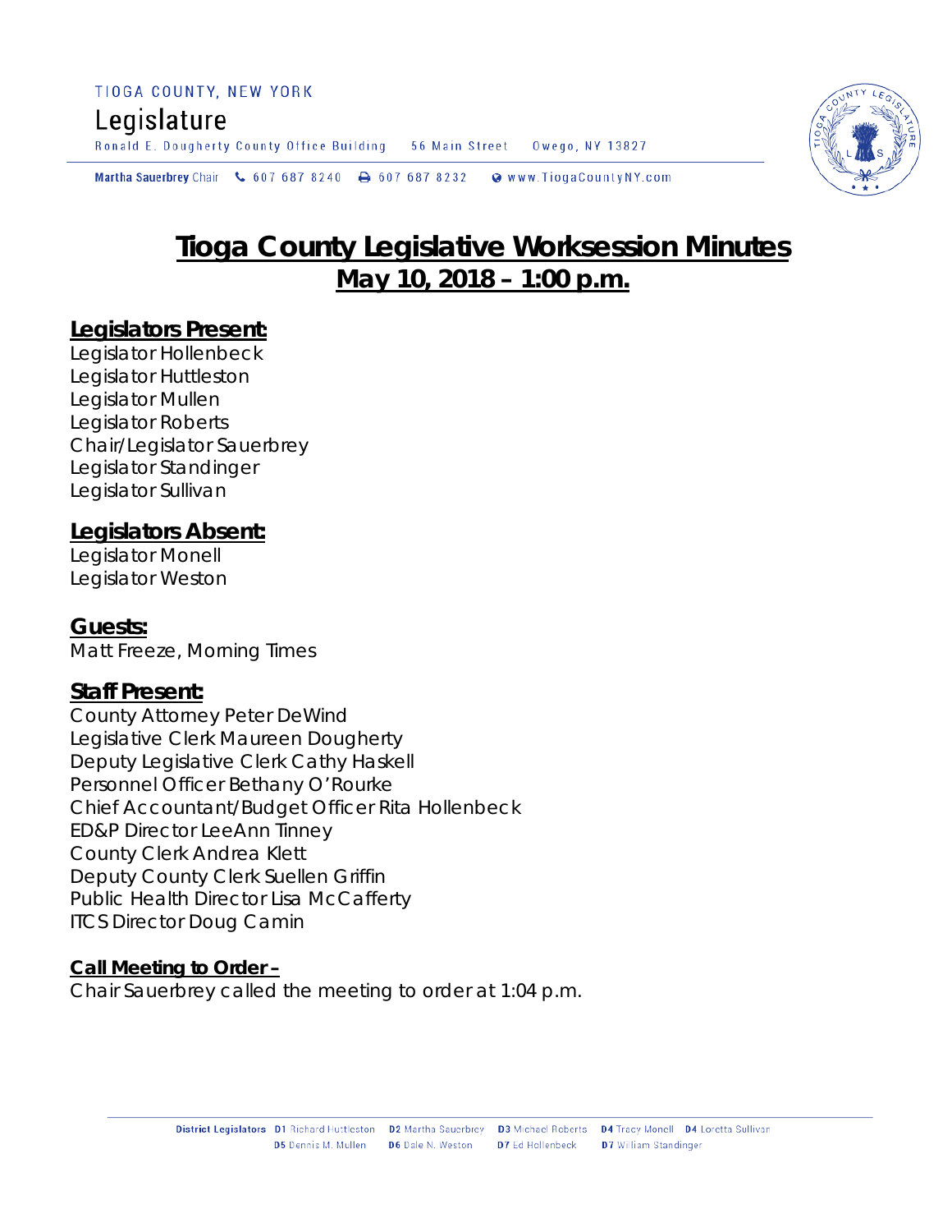TIOGA COUNTY, NEW YORK

Legislature

Ronald E. Dougherty County Office Building 56 Main Street Owego, NY 13827

Martha Sauerbrey Chair 607 687 8240 607 687 8232 www.TiogaCountyNY.com

# Tioga County Legislative Worksession Minutes
## May 10, 2018 – 1:00 p.m.

### Legislators Present:
Legislator Hollenbeck
Legislator Huttleston
Legislator Mullen
Legislator Roberts
Chair/Legislator Sauerbrey
Legislator Standinger
Legislator Sullivan

### Legislators Absent:
Legislator Monell
Legislator Weston

### Guests:
Matt Freeze, Morning Times

### Staff Present:
County Attorney Peter DeWind
Legislative Clerk Maureen Dougherty
Deputy Legislative Clerk Cathy Haskell
Personnel Officer Bethany O'Rourke
Chief Accountant/Budget Officer Rita Hollenbeck
ED&P Director LeeAnn Tinney
County Clerk Andrea Klett
Deputy County Clerk Suellen Griffin
Public Health Director Lisa McCafferty
ITCS Director Doug Camin

**Call Meeting to Order –**
Chair Sauerbrey called the meeting to order at 1:04 p.m.

District Legislators D1 Richard Huttleston D2 Martha Sauerbrey D3 Michael Roberts D4 Tracy Monell D4 Loretta Sullivan D5 Dennis M. Mullen D6 Dale N. Weston D7 Ed Hollenbeck D7 William Standinger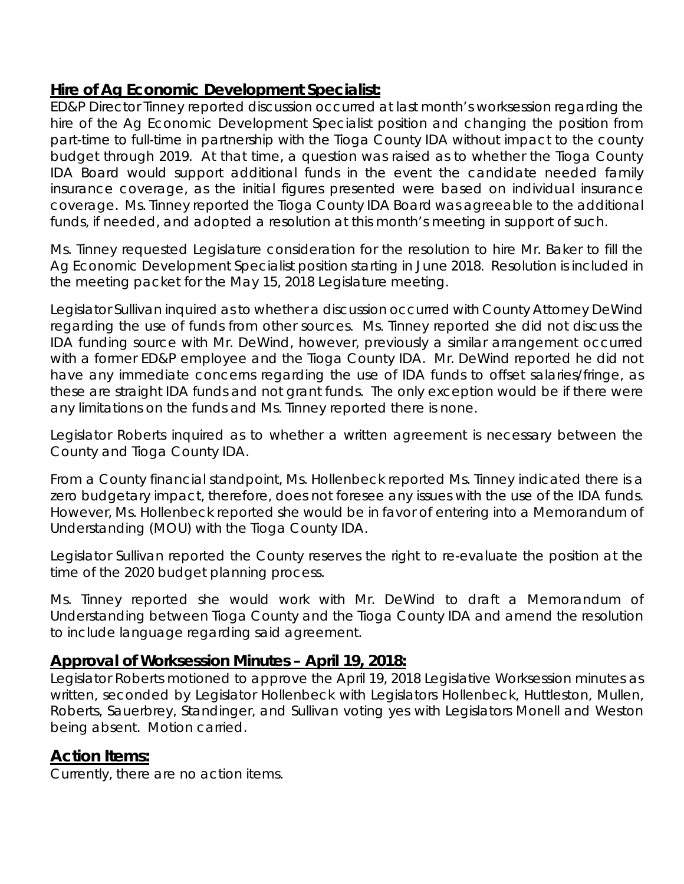## Hire of Ag Economic Development Specialist:

ED&P Director Tinney reported discussion occurred at last month's worksession regarding the hire of the Ag Economic Development Specialist position and changing the position from part-time to full-time in partnership with the Tioga County IDA without impact to the county budget through 2019. At that time, a question was raised as to whether the Tioga County IDA Board would support additional funds in the event the candidate needed family insurance coverage, as the initial figures presented were based on individual insurance coverage. Ms. Tinney reported the Tioga County IDA Board was agreeable to the additional funds, if needed, and adopted a resolution at this month's meeting in support of such.

Ms. Tinney requested Legislature consideration for the resolution to hire Mr. Baker to fill the Ag Economic Development Specialist position starting in June 2018. Resolution is included in the meeting packet for the May 15, 2018 Legislature meeting.

Legislator Sullivan inquired as to whether a discussion occurred with County Attorney DeWind regarding the use of funds from other sources. Ms. Tinney reported she did not discuss the IDA funding source with Mr. DeWind, however, previously a similar arrangement occurred with a former ED&P employee and the Tioga County IDA. Mr. DeWind reported he did not have any immediate concerns regarding the use of IDA funds to offset salaries/fringe, as these are straight IDA funds and not grant funds. The only exception would be if there were any limitations on the funds and Ms. Tinney reported there is none.

Legislator Roberts inquired as to whether a written agreement is necessary between the County and Tioga County IDA.

From a County financial standpoint, Ms. Hollenbeck reported Ms. Tinney indicated there is a zero budgetary impact, therefore, does not foresee any issues with the use of the IDA funds. However, Ms. Hollenbeck reported she would be in favor of entering into a Memorandum of Understanding (MOU) with the Tioga County IDA.

Legislator Sullivan reported the County reserves the right to re-evaluate the position at the time of the 2020 budget planning process.

Ms. Tinney reported she would work with Mr. DeWind to draft a Memorandum of Understanding between Tioga County and the Tioga County IDA and amend the resolution to include language regarding said agreement.

## Approval of Worksession Minutes – April 19, 2018:

Legislator Roberts motioned to approve the April 19, 2018 Legislative Worksession minutes as written, seconded by Legislator Hollenbeck with Legislators Hollenbeck, Huttleston, Mullen, Roberts, Sauerbrey, Standinger, and Sullivan voting yes with Legislators Monell and Weston being absent. Motion carried.

## Action Items:

Currently, there are no action items.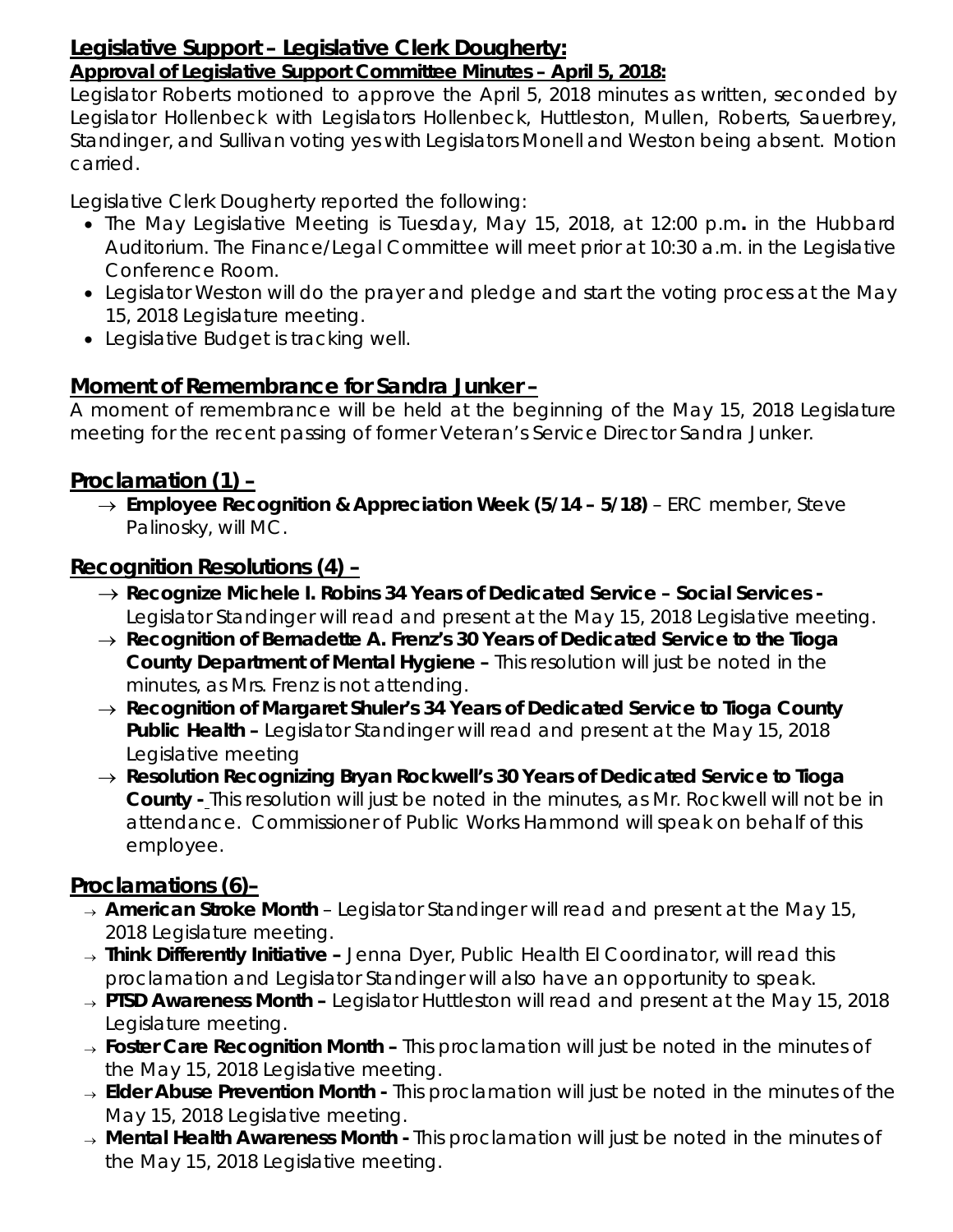## Legislative Support – Legislative Clerk Dougherty:

**Approval of Legislative Support Committee Minutes – April 5, 2018:**

Legislator Roberts motioned to approve the April 5, 2018 minutes as written, seconded by Legislator Hollenbeck with Legislators Hollenbeck, Huttleston, Mullen, Roberts, Sauerbrey, Standinger, and Sullivan voting yes with Legislators Monell and Weston being absent. Motion carried.

Legislative Clerk Dougherty reported the following:

- The May Legislative Meeting is Tuesday, May 15, 2018, at 12:00 p.m**.** in the Hubbard Auditorium. The Finance/Legal Committee will meet prior at 10:30 a.m. in the Legislative Conference Room.
- Legislator Weston will do the prayer and pledge and start the voting process at the May 15, 2018 Legislature meeting.
- Legislative Budget is tracking well.

## Moment of Remembrance for Sandra Junker –

A moment of remembrance will be held at the beginning of the May 15, 2018 Legislature meeting for the recent passing of former Veteran's Service Director Sandra Junker.

## Proclamation (1) –

- → **Employee Recognition & Appreciation Week (5/14 – 5/18)** – ERC member, Steve Palinosky, will MC.

## Recognition Resolutions (4) –

- → **Recognize Michele I. Robins 34 Years of Dedicated Service – Social Services -** Legislator Standinger will read and present at the May 15, 2018 Legislative meeting.
- → **Recognition of Bernadette A. Frenz's 30 Years of Dedicated Service to the Tioga County Department of Mental Hygiene –** This resolution will just be noted in the minutes, as Mrs. Frenz is not attending.
- → **Recognition of Margaret Shuler's 34 Years of Dedicated Service to Tioga County Public Health –** Legislator Standinger will read and present at the May 15, 2018 Legislative meeting
- → **Resolution Recognizing Bryan Rockwell's 30 Years of Dedicated Service to Tioga County -** This resolution will just be noted in the minutes, as Mr. Rockwell will not be in attendance. Commissioner of Public Works Hammond will speak on behalf of this employee.

## Proclamations (6)–

- → **American Stroke Month** – Legislator Standinger will read and present at the May 15, 2018 Legislature meeting.
- → **Think Differently Initiative –** Jenna Dyer, Public Health EI Coordinator, will read this proclamation and Legislator Standinger will also have an opportunity to speak.
- → **PTSD Awareness Month –** Legislator Huttleston will read and present at the May 15, 2018 Legislature meeting.
- → **Foster Care Recognition Month –** This proclamation will just be noted in the minutes of the May 15, 2018 Legislative meeting.
- → **Elder Abuse Prevention Month -** This proclamation will just be noted in the minutes of the May 15, 2018 Legislative meeting.
- → **Mental Health Awareness Month -** This proclamation will just be noted in the minutes of the May 15, 2018 Legislative meeting.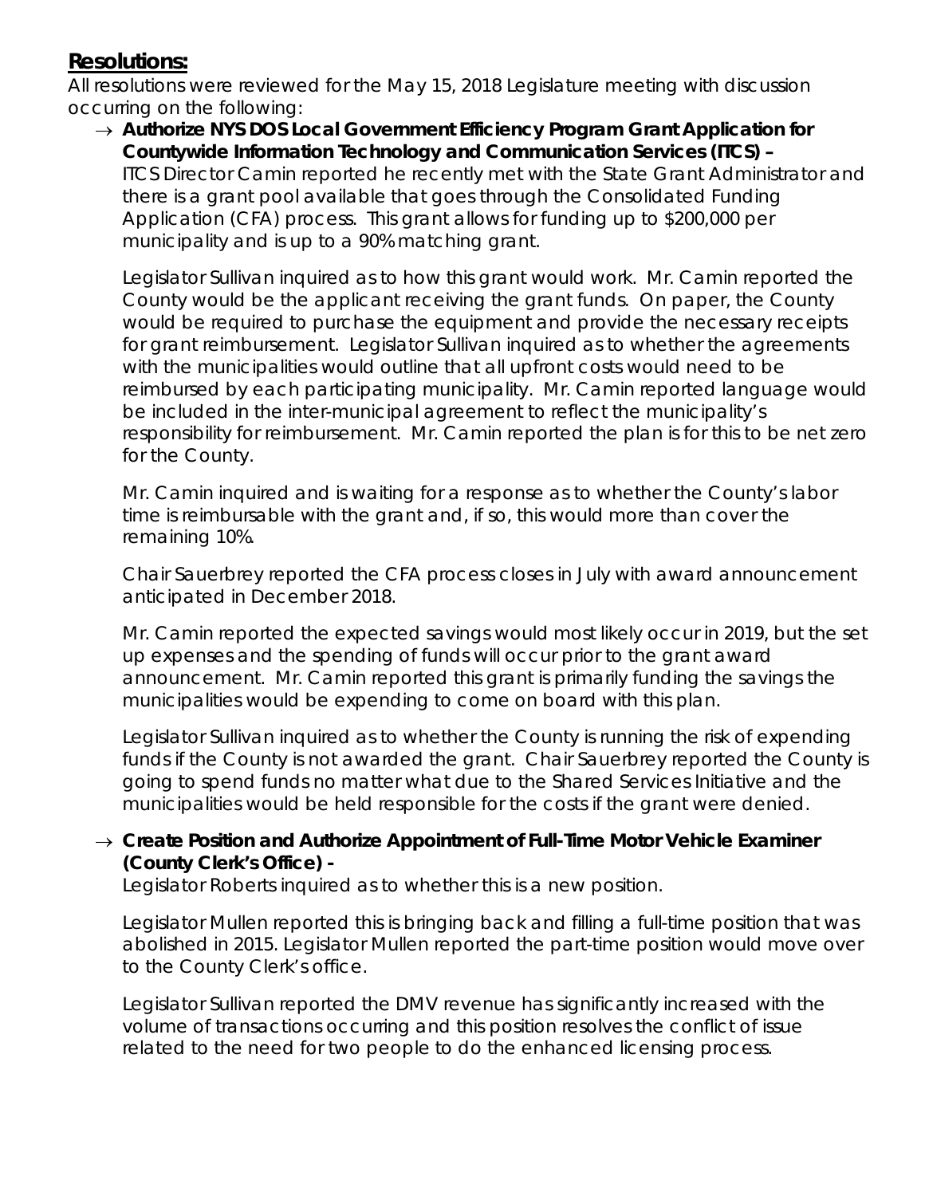## **Resolutions:**

All resolutions were reviewed for the May 15, 2018 Legislature meeting with discussion occurring on the following:

→ **Authorize NYS DOS Local Government Efficiency Program Grant Application for Countywide Information Technology and Communication Services (ITCS) –** ITCS Director Camin reported he recently met with the State Grant Administrator and there is a grant pool available that goes through the Consolidated Funding Application (CFA) process. This grant allows for funding up to $200,000 per municipality and is up to a 90% matching grant.

Legislator Sullivan inquired as to how this grant would work. Mr. Camin reported the County would be the applicant receiving the grant funds. On paper, the County would be required to purchase the equipment and provide the necessary receipts for grant reimbursement. Legislator Sullivan inquired as to whether the agreements with the municipalities would outline that all upfront costs would need to be reimbursed by each participating municipality. Mr. Camin reported language would be included in the inter-municipal agreement to reflect the municipality's responsibility for reimbursement. Mr. Camin reported the plan is for this to be net zero for the County.

Mr. Camin inquired and is waiting for a response as to whether the County's labor time is reimbursable with the grant and, if so, this would more than cover the remaining 10%.

Chair Sauerbrey reported the CFA process closes in July with award announcement anticipated in December 2018.

Mr. Camin reported the expected savings would most likely occur in 2019, but the set up expenses and the spending of funds will occur prior to the grant award announcement. Mr. Camin reported this grant is primarily funding the savings the municipalities would be expending to come on board with this plan.

Legislator Sullivan inquired as to whether the County is running the risk of expending funds if the County is not awarded the grant. Chair Sauerbrey reported the County is going to spend funds no matter what due to the Shared Services Initiative and the municipalities would be held responsible for the costs if the grant were denied.

→ **Create Position and Authorize Appointment of Full-Time Motor Vehicle Examiner (County Clerk's Office) -** Legislator Roberts inquired as to whether this is a new position.

Legislator Mullen reported this is bringing back and filling a full-time position that was abolished in 2015. Legislator Mullen reported the part-time position would move over to the County Clerk's office.

Legislator Sullivan reported the DMV revenue has significantly increased with the volume of transactions occurring and this position resolves the conflict of issue related to the need for two people to do the enhanced licensing process.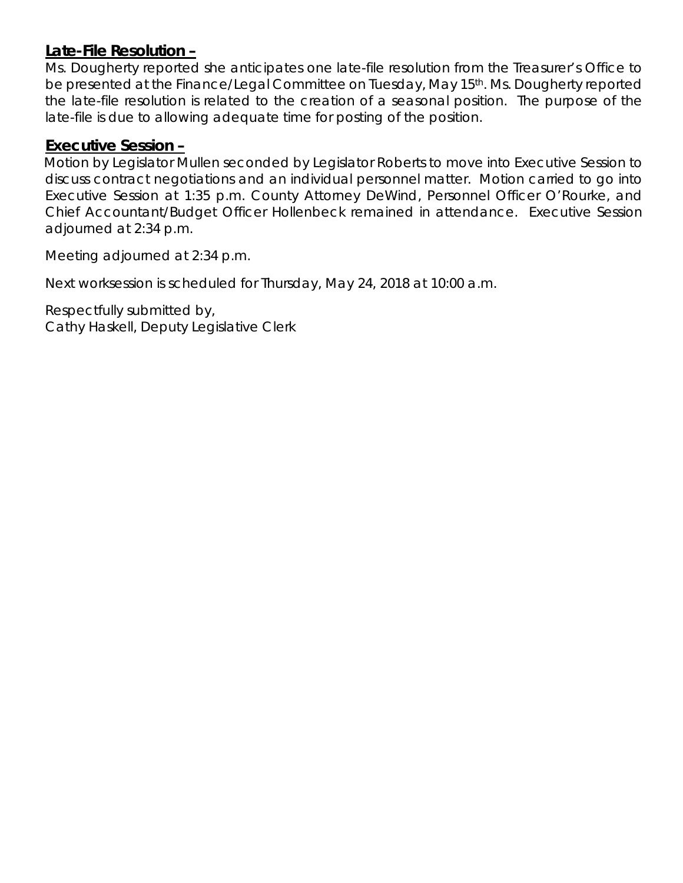## Late-File Resolution –

Ms. Dougherty reported she anticipates one late-file resolution from the Treasurer's Office to be presented at the Finance/Legal Committee on Tuesday, May 15th. Ms. Dougherty reported the late-file resolution is related to the creation of a seasonal position. The purpose of the late-file is due to allowing adequate time for posting of the position.

## Executive Session –

Motion by Legislator Mullen seconded by Legislator Roberts to move into Executive Session to discuss contract negotiations and an individual personnel matter. Motion carried to go into Executive Session at 1:35 p.m. County Attorney DeWind, Personnel Officer O'Rourke, and Chief Accountant/Budget Officer Hollenbeck remained in attendance. Executive Session adjourned at 2:34 p.m.

Meeting adjourned at 2:34 p.m.

Next worksession is scheduled for Thursday, May 24, 2018 at 10:00 a.m.

Respectfully submitted by,
Cathy Haskell, Deputy Legislative Clerk